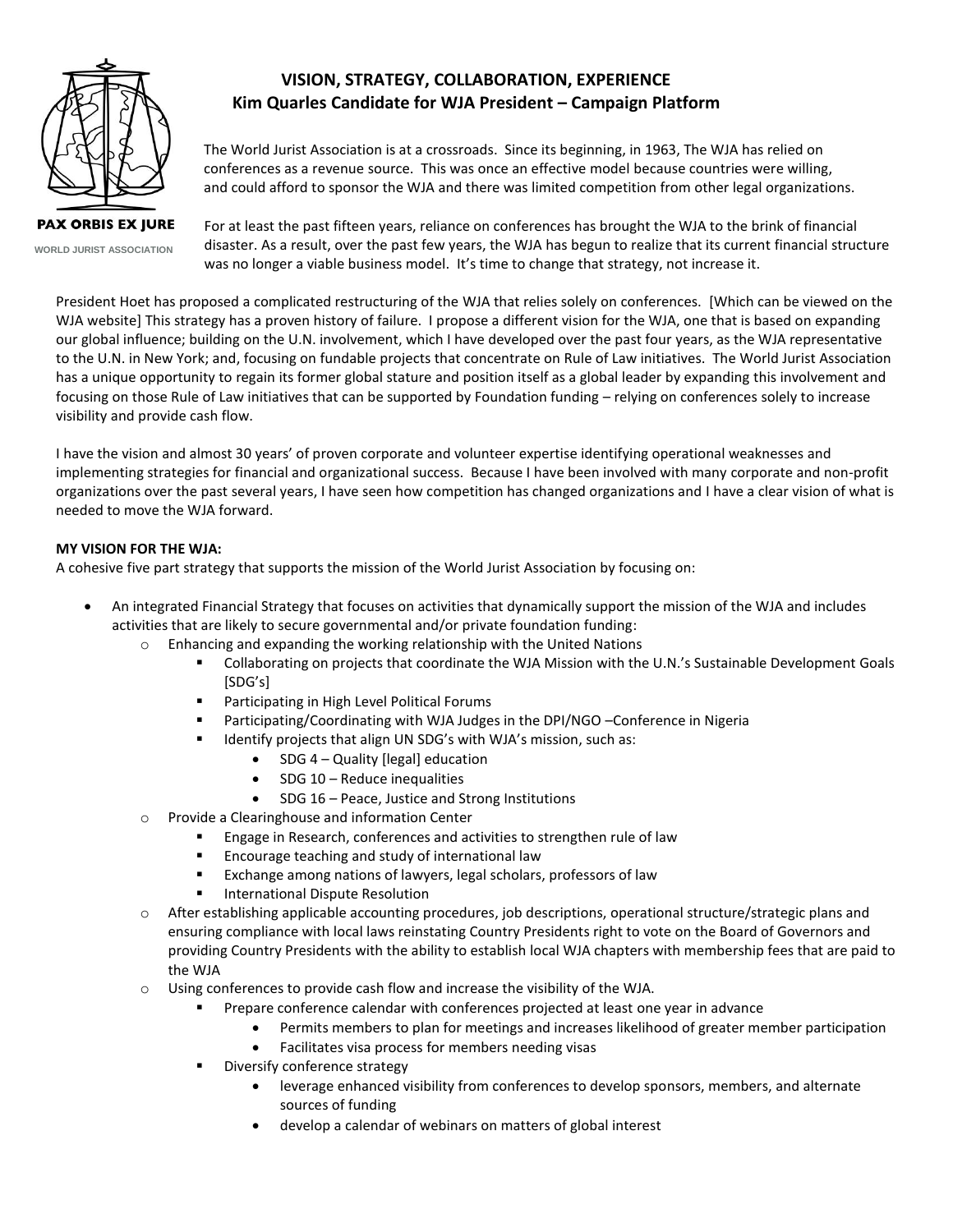PAX ORBIS EX JURE

WORLD JURIST ASSOCIATION

# VISION, STRATEGY, COLLABORATION, EXPERIENCE
## Kim Quarles Candidate for WJA President – Campaign Platform

The World Jurist Association is at a crossroads. Since its beginning, in 1963, The WJA has relied on conferences as a revenue source. This was once an effective model because countries were willing, and could afford to sponsor the WJA and there was limited competition from other legal organizations.

For at least the past fifteen years, reliance on conferences has brought the WJA to the brink of financial disaster. As a result, over the past few years, the WJA has begun to realize that its current financial structure was no longer a viable business model. It's time to change that strategy, not increase it.

President Hoet has proposed a complicated restructuring of the WJA that relies solely on conferences. [Which can be viewed on the WJA website] This strategy has a proven history of failure. I propose a different vision for the WJA, one that is based on expanding our global influence; building on the U.N. involvement, which I have developed over the past four years, as the WJA representative to the U.N. in New York; and, focusing on fundable projects that concentrate on Rule of Law initiatives. The World Jurist Association has a unique opportunity to regain its former global stature and position itself as a global leader by expanding this involvement and focusing on those Rule of Law initiatives that can be supported by Foundation funding – relying on conferences solely to increase visibility and provide cash flow.

I have the vision and almost 30 years' of proven corporate and volunteer expertise identifying operational weaknesses and implementing strategies for financial and organizational success. Because I have been involved with many corporate and non-profit organizations over the past several years, I have seen how competition has changed organizations and I have a clear vision of what is needed to move the WJA forward.

**MY VISION FOR THE WJA:**
A cohesive five part strategy that supports the mission of the World Jurist Association by focusing on:

- An integrated Financial Strategy that focuses on activities that dynamically support the mission of the WJA and includes activities that are likely to secure governmental and/or private foundation funding:
  - Enhancing and expanding the working relationship with the United Nations
    - Collaborating on projects that coordinate the WJA Mission with the U.N.'s Sustainable Development Goals [SDG's]
    - Participating in High Level Political Forums
    - Participating/Coordinating with WJA Judges in the DPI/NGO –Conference in Nigeria
    - Identify projects that align UN SDG's with WJA's mission, such as:
      - SDG 4 – Quality [legal] education
      - SDG 10 – Reduce inequalities
      - SDG 16 – Peace, Justice and Strong Institutions
  - Provide a Clearinghouse and information Center
    - Engage in Research, conferences and activities to strengthen rule of law
    - Encourage teaching and study of international law
    - Exchange among nations of lawyers, legal scholars, professors of law
    - International Dispute Resolution
  - After establishing applicable accounting procedures, job descriptions, operational structure/strategic plans and ensuring compliance with local laws reinstating Country Presidents right to vote on the Board of Governors and providing Country Presidents with the ability to establish local WJA chapters with membership fees that are paid to the WJA
  - Using conferences to provide cash flow and increase the visibility of the WJA.
    - Prepare conference calendar with conferences projected at least one year in advance
      - Permits members to plan for meetings and increases likelihood of greater member participation
      - Facilitates visa process for members needing visas
    - Diversify conference strategy
      - leverage enhanced visibility from conferences to develop sponsors, members, and alternate sources of funding
      - develop a calendar of webinars on matters of global interest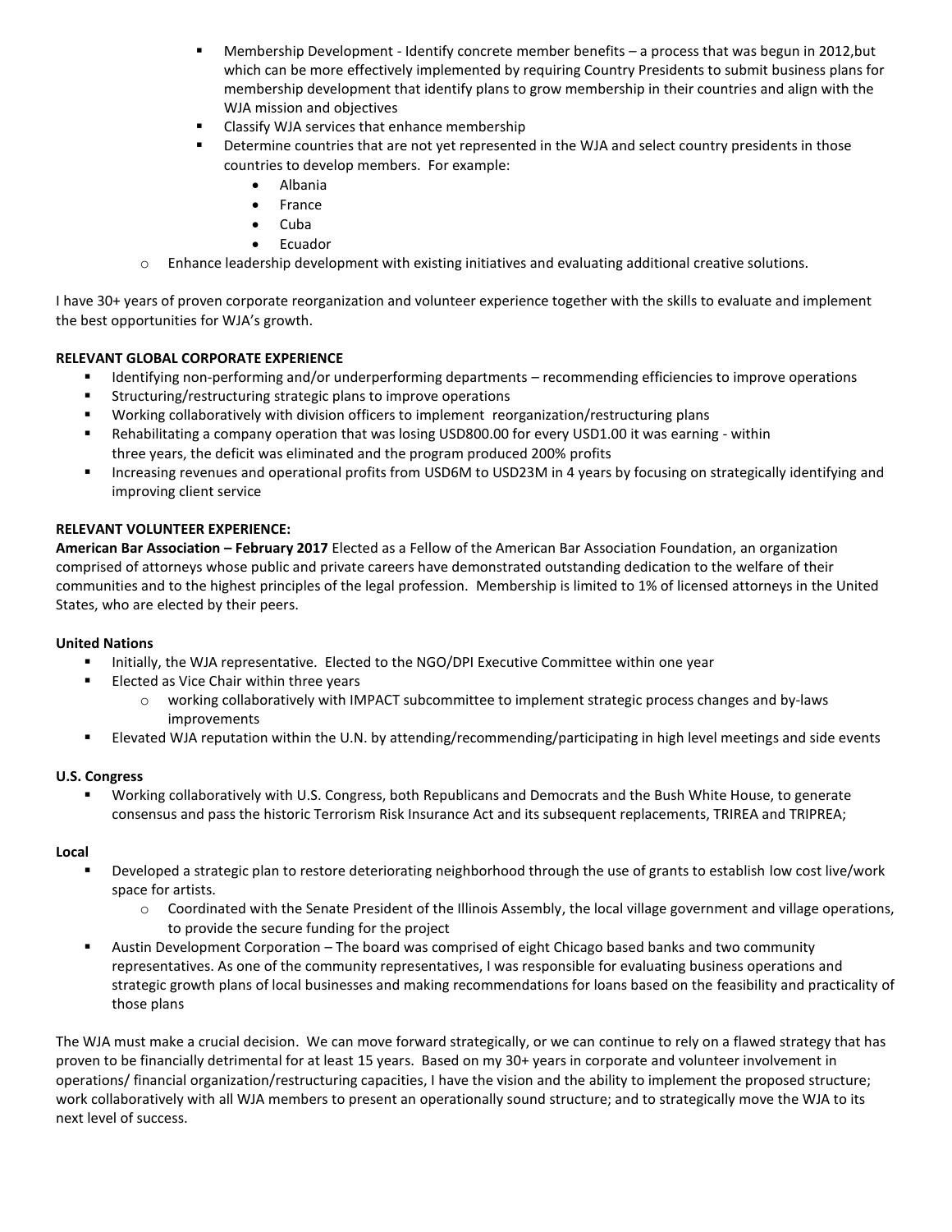- Membership Development - Identify concrete member benefits – a process that was begun in 2012,but which can be more effectively implemented by requiring Country Presidents to submit business plans for membership development that identify plans to grow membership in their countries and align with the WJA mission and objectives
- Classify WJA services that enhance membership
- Determine countries that are not yet represented in the WJA and select country presidents in those countries to develop members. For example:
  - Albania
  - France
  - Cuba
  - Ecuador
- Enhance leadership development with existing initiatives and evaluating additional creative solutions.

I have 30+ years of proven corporate reorganization and volunteer experience together with the skills to evaluate and implement the best opportunities for WJA's growth.

**RELEVANT GLOBAL CORPORATE EXPERIENCE**

- Identifying non-performing and/or underperforming departments – recommending efficiencies to improve operations
- Structuring/restructuring strategic plans to improve operations
- Working collaboratively with division officers to implement reorganization/restructuring plans
- Rehabilitating a company operation that was losing USD800.00 for every USD1.00 it was earning - within three years, the deficit was eliminated and the program produced 200% profits
- Increasing revenues and operational profits from USD6M to USD23M in 4 years by focusing on strategically identifying and improving client service

**RELEVANT VOLUNTEER EXPERIENCE:**

**American Bar Association – February 2017** Elected as a Fellow of the American Bar Association Foundation, an organization comprised of attorneys whose public and private careers have demonstrated outstanding dedication to the welfare of their communities and to the highest principles of the legal profession. Membership is limited to 1% of licensed attorneys in the United States, who are elected by their peers.

**United Nations**

- Initially, the WJA representative. Elected to the NGO/DPI Executive Committee within one year
- Elected as Vice Chair within three years
  - working collaboratively with IMPACT subcommittee to implement strategic process changes and by-laws improvements
- Elevated WJA reputation within the U.N. by attending/recommending/participating in high level meetings and side events

**U.S. Congress**

- Working collaboratively with U.S. Congress, both Republicans and Democrats and the Bush White House, to generate consensus and pass the historic Terrorism Risk Insurance Act and its subsequent replacements, TRIREA and TRIPREA;

**Local**

- Developed a strategic plan to restore deteriorating neighborhood through the use of grants to establish low cost live/work space for artists.
  - Coordinated with the Senate President of the Illinois Assembly, the local village government and village operations, to provide the secure funding for the project
- Austin Development Corporation – The board was comprised of eight Chicago based banks and two community representatives. As one of the community representatives, I was responsible for evaluating business operations and strategic growth plans of local businesses and making recommendations for loans based on the feasibility and practicality of those plans

The WJA must make a crucial decision. We can move forward strategically, or we can continue to rely on a flawed strategy that has proven to be financially detrimental for at least 15 years. Based on my 30+ years in corporate and volunteer involvement in operations/ financial organization/restructuring capacities, I have the vision and the ability to implement the proposed structure; work collaboratively with all WJA members to present an operationally sound structure; and to strategically move the WJA to its next level of success.